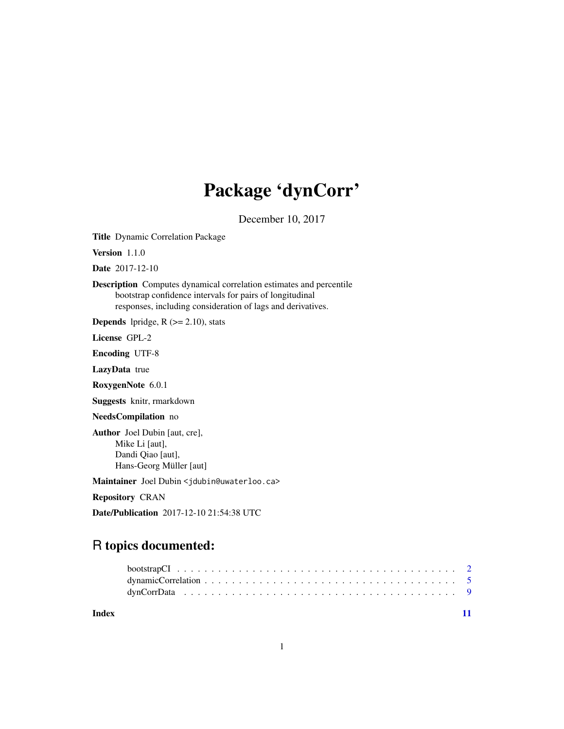# Package 'dynCorr'

December 10, 2017

**Title** Dynamic Correlation Package

**Version** 1.1.0

**Date** 2017-12-10

**Description** Computes dynamical correlation estimates and percentile bootstrap confidence intervals for pairs of longitudinal responses, including consideration of lags and derivatives.

**Depends** lpridge, R (>= 2.10), stats

**License** GPL-2

**Encoding** UTF-8

**LazyData** true

**RoxygenNote** 6.0.1

**Suggests** knitr, rmarkdown

**NeedsCompilation** no

**Author** Joel Dubin [aut, cre],
Mike Li [aut],
Dandi Qiao [aut],
Hans-Georg Müller [aut]

**Maintainer** Joel Dubin <jdubin@uwaterloo.ca>

**Repository** CRAN

**Date/Publication** 2017-12-10 21:54:38 UTC

## R topics documented:

bootstrapCI . . . . . . . . . . . . . . . . . . . . . . . . . . . . . . . . . . . . . . . . . 2
dynamicCorrelation . . . . . . . . . . . . . . . . . . . . . . . . . . . . . . . . . . . . . 5
dynCorrData . . . . . . . . . . . . . . . . . . . . . . . . . . . . . . . . . . . . . . . . . 9

**Index** 11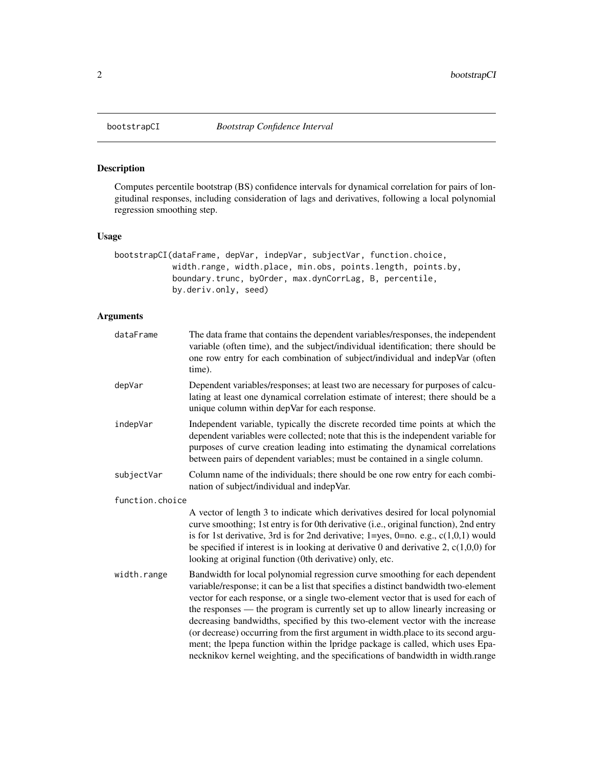# bootstrapCI *Bootstrap Confidence Interval*

## Description

Computes percentile bootstrap (BS) confidence intervals for dynamical correlation for pairs of longitudinal responses, including consideration of lags and derivatives, following a local polynomial regression smoothing step.

## Usage

```
bootstrapCI(dataFrame, depVar, indepVar, subjectVar, function.choice,
            width.range, width.place, min.obs, points.length, points.by,
            boundary.trunc, byOrder, max.dynCorrLag, B, percentile,
            by.deriv.only, seed)
```

## Arguments

| | |
|---|---|
| `dataFrame` | The data frame that contains the dependent variables/responses, the independent variable (often time), and the subject/individual identification; there should be one row entry for each combination of subject/individual and indepVar (often time). |
| `depVar` | Dependent variables/responses; at least two are necessary for purposes of calculating at least one dynamical correlation estimate of interest; there should be a unique column within depVar for each response. |
| `indepVar` | Independent variable, typically the discrete recorded time points at which the dependent variables were collected; note that this is the independent variable for purposes of curve creation leading into estimating the dynamical correlations between pairs of dependent variables; must be contained in a single column. |
| `subjectVar` | Column name of the individuals; there should be one row entry for each combination of subject/individual and indepVar. |
| `function.choice` | A vector of length 3 to indicate which derivatives desired for local polynomial curve smoothing; 1st entry is for 0th derivative (i.e., original function), 2nd entry is for 1st derivative, 3rd is for 2nd derivative; 1=yes, 0=no. e.g., c(1,0,1) would be specified if interest is in looking at derivative 0 and derivative 2, c(1,0,0) for looking at original function (0th derivative) only, etc. |
| `width.range` | Bandwidth for local polynomial regression curve smoothing for each dependent variable/response; it can be a list that specifies a distinct bandwidth two-element vector for each response, or a single two-element vector that is used for each of the responses — the program is currently set up to allow linearly increasing or decreasing bandwidths, specified by this two-element vector with the increase (or decrease) occurring from the first argument in width.place to its second argument; the lpepa function within the lpridge package is called, which uses Epanecknikov kernel weighting, and the specifications of bandwidth in width.range |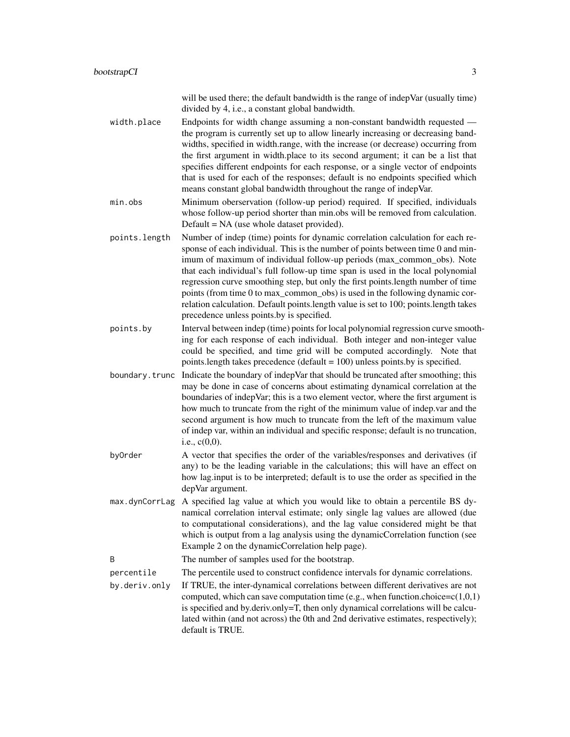will be used there; the default bandwidth is the range of indepVar (usually time) divided by 4, i.e., a constant global bandwidth.

| | |
|---|---|
| `width.place` | Endpoints for width change assuming a non-constant bandwidth requested — the program is currently set up to allow linearly increasing or decreasing bandwidths, specified in width.range, with the increase (or decrease) occurring from the first argument in width.place to its second argument; it can be a list that specifies different endpoints for each response, or a single vector of endpoints that is used for each of the responses; default is no endpoints specified which means constant global bandwidth throughout the range of indepVar. |
| `min.obs` | Minimum oberservation (follow-up period) required. If specified, individuals whose follow-up period shorter than min.obs will be removed from calculation. Default = NA (use whole dataset provided). |
| `points.length` | Number of indep (time) points for dynamic correlation calculation for each response of each individual. This is the number of points between time 0 and minimum of maximum of individual follow-up periods (max_common_obs). Note that each individual's full follow-up time span is used in the local polynomial regression curve smoothing step, but only the first points.length number of time points (from time 0 to max_common_obs) is used in the following dynamic correlation calculation. Default points.length value is set to 100; points.length takes precedence unless points.by is specified. |
| `points.by` | Interval between indep (time) points for local polynomial regression curve smoothing for each response of each individual. Both integer and non-integer value could be specified, and time grid will be computed accordingly. Note that points.length takes precedence (default = 100) unless points.by is specified. |
| `boundary.trunc` | Indicate the boundary of indepVar that should be truncated after smoothing; this may be done in case of concerns about estimating dynamical correlation at the boundaries of indepVar; this is a two element vector, where the first argument is how much to truncate from the right of the minimum value of indep.var and the second argument is how much to truncate from the left of the maximum value of indep var, within an individual and specific response; default is no truncation, i.e., c(0,0). |
| `byOrder` | A vector that specifies the order of the variables/responses and derivatives (if any) to be the leading variable in the calculations; this will have an effect on how lag.input is to be interpreted; default is to use the order as specified in the depVar argument. |
| `max.dynCorrLag` | A specified lag value at which you would like to obtain a percentile BS dynamical correlation interval estimate; only single lag values are allowed (due to computational considerations), and the lag value considered might be that which is output from a lag analysis using the dynamicCorrelation function (see Example 2 on the dynamicCorrelation help page). |
| `B` | The number of samples used for the bootstrap. |
| `percentile` | The percentile used to construct confidence intervals for dynamic correlations. |
| `by.deriv.only` | If TRUE, the inter-dynamical correlations between different derivatives are not computed, which can save computation time (e.g., when function.choice=c(1,0,1) is specified and by.deriv.only=T, then only dynamical correlations will be calculated within (and not across) the 0th and 2nd derivative estimates, respectively); default is TRUE. |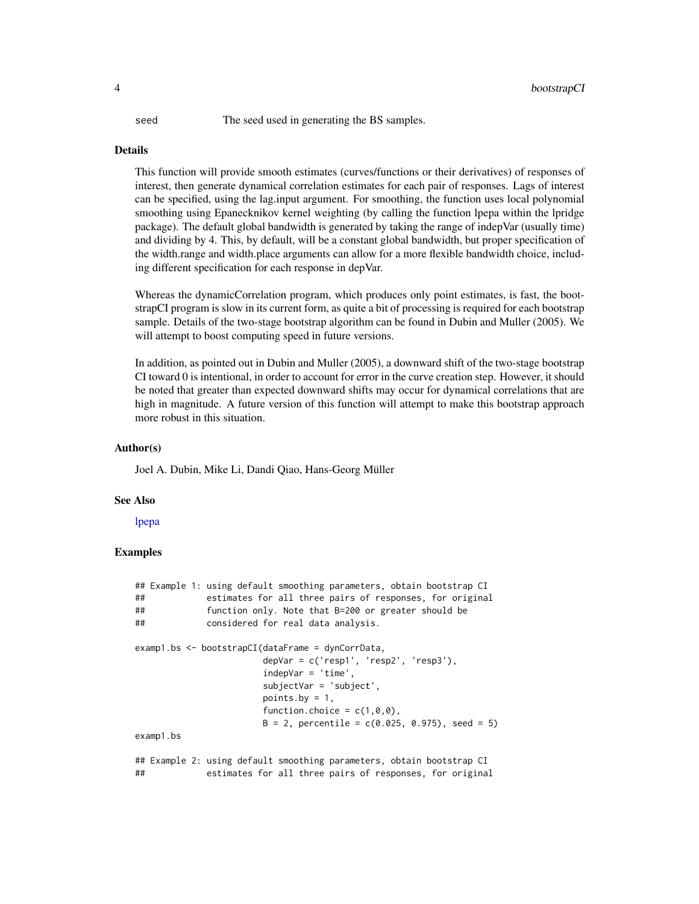seed The seed used in generating the BS samples.

## Details

This function will provide smooth estimates (curves/functions or their derivatives) of responses of interest, then generate dynamical correlation estimates for each pair of responses. Lags of interest can be specified, using the lag.input argument. For smoothing, the function uses local polynomial smoothing using Epanecknikov kernel weighting (by calling the function lpepa within the lpridge package). The default global bandwidth is generated by taking the range of indepVar (usually time) and dividing by 4. This, by default, will be a constant global bandwidth, but proper specification of the width.range and width.place arguments can allow for a more flexible bandwidth choice, including different specification for each response in depVar.

Whereas the dynamicCorrelation program, which produces only point estimates, is fast, the bootstrapCI program is slow in its current form, as quite a bit of processing is required for each bootstrap sample. Details of the two-stage bootstrap algorithm can be found in Dubin and Muller (2005). We will attempt to boost computing speed in future versions.

In addition, as pointed out in Dubin and Muller (2005), a downward shift of the two-stage bootstrap CI toward 0 is intentional, in order to account for error in the curve creation step. However, it should be noted that greater than expected downward shifts may occur for dynamical correlations that are high in magnitude. A future version of this function will attempt to make this bootstrap approach more robust in this situation.

## Author(s)

Joel A. Dubin, Mike Li, Dandi Qiao, Hans-Georg Müller

## See Also

lpepa

## Examples

```
## Example 1: using default smoothing parameters, obtain bootstrap CI
##           estimates for all three pairs of responses, for original
##           function only. Note that B=200 or greater should be
##           considered for real data analysis.

examp1.bs <- bootstrapCI(dataFrame = dynCorrData,
                         depVar = c('resp1', 'resp2', 'resp3'),
                         indepVar = 'time',
                         subjectVar = 'subject',
                         points.by = 1,
                         function.choice = c(1,0,0),
                         B = 2, percentile = c(0.025, 0.975), seed = 5)
examp1.bs

## Example 2: using default smoothing parameters, obtain bootstrap CI
##           estimates for all three pairs of responses, for original
```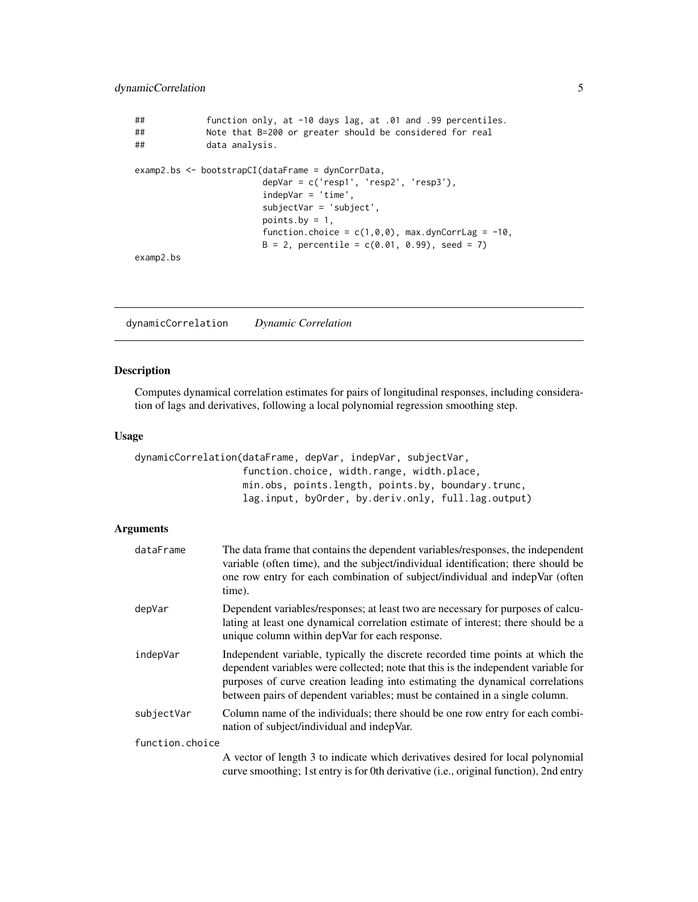```
##           function only, at -10 days lag, at .01 and .99 percentiles.
##           Note that B=200 or greater should be considered for real
##           data analysis.

examp2.bs <- bootstrapCI(dataFrame = dynCorrData,
                         depVar = c('resp1', 'resp2', 'resp3'),
                         indepVar = 'time',
                         subjectVar = 'subject',
                         points.by = 1,
                         function.choice = c(1,0,0), max.dynCorrLag = -10,
                         B = 2, percentile = c(0.01, 0.99), seed = 7)
examp2.bs
```

## dynamicCorrelation *Dynamic Correlation*

### Description

Computes dynamical correlation estimates for pairs of longitudinal responses, including consideration of lags and derivatives, following a local polynomial regression smoothing step.

### Usage

```
dynamicCorrelation(dataFrame, depVar, indepVar, subjectVar,
                   function.choice, width.range, width.place,
                   min.obs, points.length, points.by, boundary.trunc,
                   lag.input, byOrder, by.deriv.only, full.lag.output)
```

### Arguments

| | |
|---|---|
| dataFrame | The data frame that contains the dependent variables/responses, the independent variable (often time), and the subject/individual identification; there should be one row entry for each combination of subject/individual and indepVar (often time). |
| depVar | Dependent variables/responses; at least two are necessary for purposes of calculating at least one dynamical correlation estimate of interest; there should be a unique column within depVar for each response. |
| indepVar | Independent variable, typically the discrete recorded time points at which the dependent variables were collected; note that this is the independent variable for purposes of curve creation leading into estimating the dynamical correlations between pairs of dependent variables; must be contained in a single column. |
| subjectVar | Column name of the individuals; there should be one row entry for each combination of subject/individual and indepVar. |
| function.choice | A vector of length 3 to indicate which derivatives desired for local polynomial curve smoothing; 1st entry is for 0th derivative (i.e., original function), 2nd entry |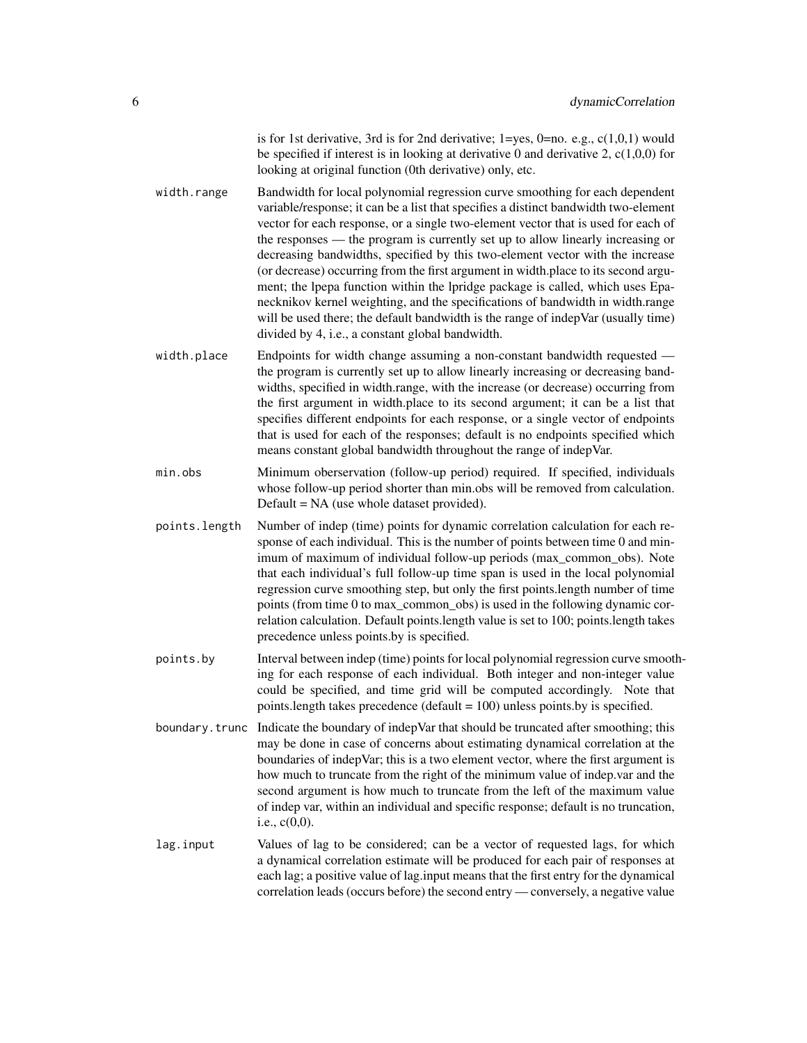is for 1st derivative, 3rd is for 2nd derivative; 1=yes, 0=no. e.g., c(1,0,1) would be specified if interest is in looking at derivative 0 and derivative 2, c(1,0,0) for looking at original function (0th derivative) only, etc.

`width.range`
: Bandwidth for local polynomial regression curve smoothing for each dependent variable/response; it can be a list that specifies a distinct bandwidth two-element vector for each response, or a single two-element vector that is used for each of the responses — the program is currently set up to allow linearly increasing or decreasing bandwidths, specified by this two-element vector with the increase (or decrease) occurring from the first argument in width.place to its second argument; the lpepa function within the lpridge package is called, which uses Epanecknikov kernel weighting, and the specifications of bandwidth in width.range will be used there; the default bandwidth is the range of indepVar (usually time) divided by 4, i.e., a constant global bandwidth.

`width.place`
: Endpoints for width change assuming a non-constant bandwidth requested — the program is currently set up to allow linearly increasing or decreasing bandwidths, specified in width.range, with the increase (or decrease) occurring from the first argument in width.place to its second argument; it can be a list that specifies different endpoints for each response, or a single vector of endpoints that is used for each of the responses; default is no endpoints specified which means constant global bandwidth throughout the range of indepVar.

`min.obs`
: Minimum oberservation (follow-up period) required. If specified, individuals whose follow-up period shorter than min.obs will be removed from calculation. Default = NA (use whole dataset provided).

`points.length`
: Number of indep (time) points for dynamic correlation calculation for each response of each individual. This is the number of points between time 0 and minimum of maximum of individual follow-up periods (max_common_obs). Note that each individual's full follow-up time span is used in the local polynomial regression curve smoothing step, but only the first points.length number of time points (from time 0 to max_common_obs) is used in the following dynamic correlation calculation. Default points.length value is set to 100; points.length takes precedence unless points.by is specified.

`points.by`
: Interval between indep (time) points for local polynomial regression curve smoothing for each response of each individual. Both integer and non-integer value could be specified, and time grid will be computed accordingly. Note that points.length takes precedence (default = 100) unless points.by is specified.

`boundary.trunc`
: Indicate the boundary of indepVar that should be truncated after smoothing; this may be done in case of concerns about estimating dynamical correlation at the boundaries of indepVar; this is a two element vector, where the first argument is how much to truncate from the right of the minimum value of indep.var and the second argument is how much to truncate from the left of the maximum value of indep var, within an individual and specific response; default is no truncation, i.e., c(0,0).

`lag.input`
: Values of lag to be considered; can be a vector of requested lags, for which a dynamical correlation estimate will be produced for each pair of responses at each lag; a positive value of lag.input means that the first entry for the dynamical correlation leads (occurs before) the second entry — conversely, a negative value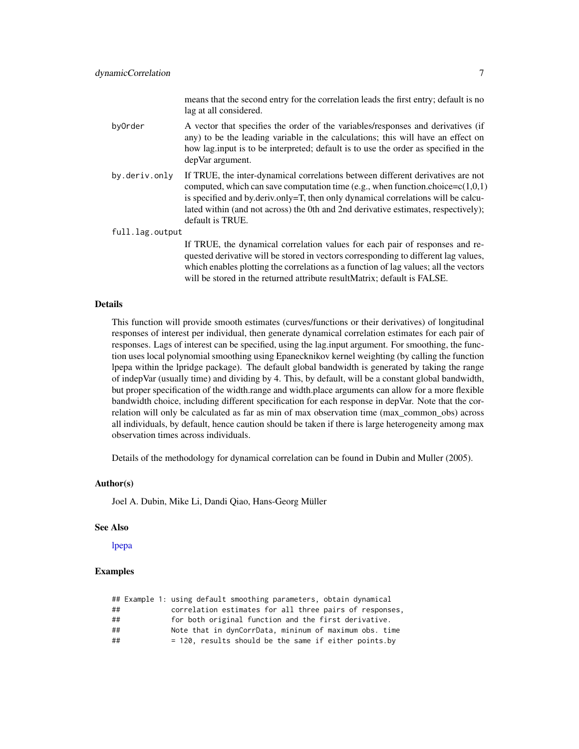means that the second entry for the correlation leads the first entry; default is no lag at all considered.

`byOrder`
: A vector that specifies the order of the variables/responses and derivatives (if any) to be the leading variable in the calculations; this will have an effect on how lag.input is to be interpreted; default is to use the order as specified in the depVar argument.

`by.deriv.only`
: If TRUE, the inter-dynamical correlations between different derivatives are not computed, which can save computation time (e.g., when function.choice=c(1,0,1) is specified and by.deriv.only=T, then only dynamical correlations will be calculated within (and not across) the 0th and 2nd derivative estimates, respectively); default is TRUE.

`full.lag.output`
: If TRUE, the dynamical correlation values for each pair of responses and requested derivative will be stored in vectors corresponding to different lag values, which enables plotting the correlations as a function of lag values; all the vectors will be stored in the returned attribute resultMatrix; default is FALSE.

### Details

This function will provide smooth estimates (curves/functions or their derivatives) of longitudinal responses of interest per individual, then generate dynamical correlation estimates for each pair of responses. Lags of interest can be specified, using the lag.input argument. For smoothing, the function uses local polynomial smoothing using Epanecknikov kernel weighting (by calling the function lpepa within the lpridge package). The default global bandwidth is generated by taking the range of indepVar (usually time) and dividing by 4. This, by default, will be a constant global bandwidth, but proper specification of the width.range and width.place arguments can allow for a more flexible bandwidth choice, including different specification for each response in depVar. Note that the correlation will only be calculated as far as min of max observation time (max_common_obs) across all individuals, by default, hence caution should be taken if there is large heterogeneity among max observation times across individuals.

Details of the methodology for dynamical correlation can be found in Dubin and Muller (2005).

### Author(s)

Joel A. Dubin, Mike Li, Dandi Qiao, Hans-Georg Müller

### See Also

lpepa

### Examples

```
## Example 1: using default smoothing parameters, obtain dynamical
##            correlation estimates for all three pairs of responses,
##            for both original function and the first derivative.
##            Note that in dynCorrData, mininum of maximum obs. time
##            = 120, results should be the same if either points.by
```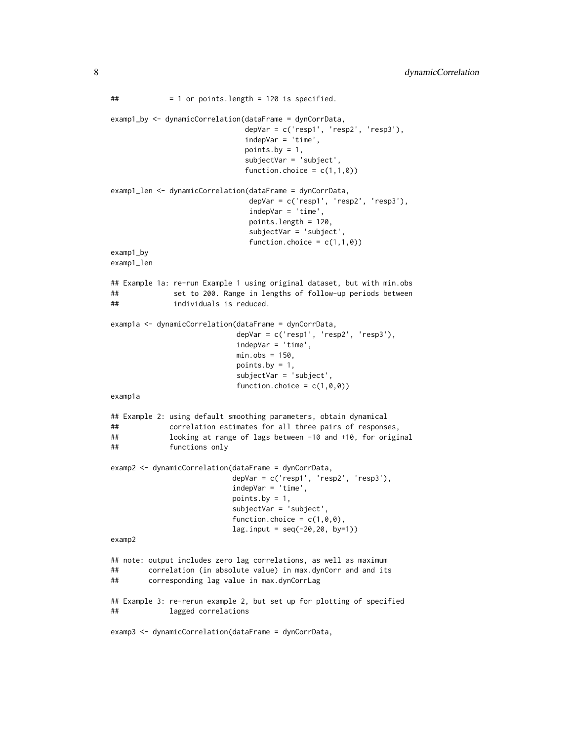```
##            = 1 or points.length = 120 is specified.

examp1_by <- dynamicCorrelation(dataFrame = dynCorrData,
                                depVar = c('resp1', 'resp2', 'resp3'),
                                indepVar = 'time',
                                points.by = 1,
                                subjectVar = 'subject',
                                function.choice = c(1,1,0))

examp1_len <- dynamicCorrelation(dataFrame = dynCorrData,
                                 depVar = c('resp1', 'resp2', 'resp3'),
                                 indepVar = 'time',
                                 points.length = 120,
                                 subjectVar = 'subject',
                                 function.choice = c(1,1,0))
examp1_by
examp1_len

## Example 1a: re-run Example 1 using original dataset, but with min.obs
##             set to 200. Range in lengths of follow-up periods between
##             individuals is reduced.

examp1a <- dynamicCorrelation(dataFrame = dynCorrData,
                              depVar = c('resp1', 'resp2', 'resp3'),
                              indepVar = 'time',
                              min.obs = 150,
                              points.by = 1,
                              subjectVar = 'subject',
                              function.choice = c(1,0,0))
examp1a

## Example 2: using default smoothing parameters, obtain dynamical
##            correlation estimates for all three pairs of responses,
##            looking at range of lags between -10 and +10, for original
##            functions only

examp2 <- dynamicCorrelation(dataFrame = dynCorrData,
                             depVar = c('resp1', 'resp2', 'resp3'),
                             indepVar = 'time',
                             points.by = 1,
                             subjectVar = 'subject',
                             function.choice = c(1,0,0),
                             lag.input = seq(-20,20, by=1))
examp2

## note: output includes zero lag correlations, as well as maximum
##       correlation (in absolute value) in max.dynCorr and and its
##       corresponding lag value in max.dynCorrLag

## Example 3: re-rerun example 2, but set up for plotting of specified
##            lagged correlations

examp3 <- dynamicCorrelation(dataFrame = dynCorrData,
```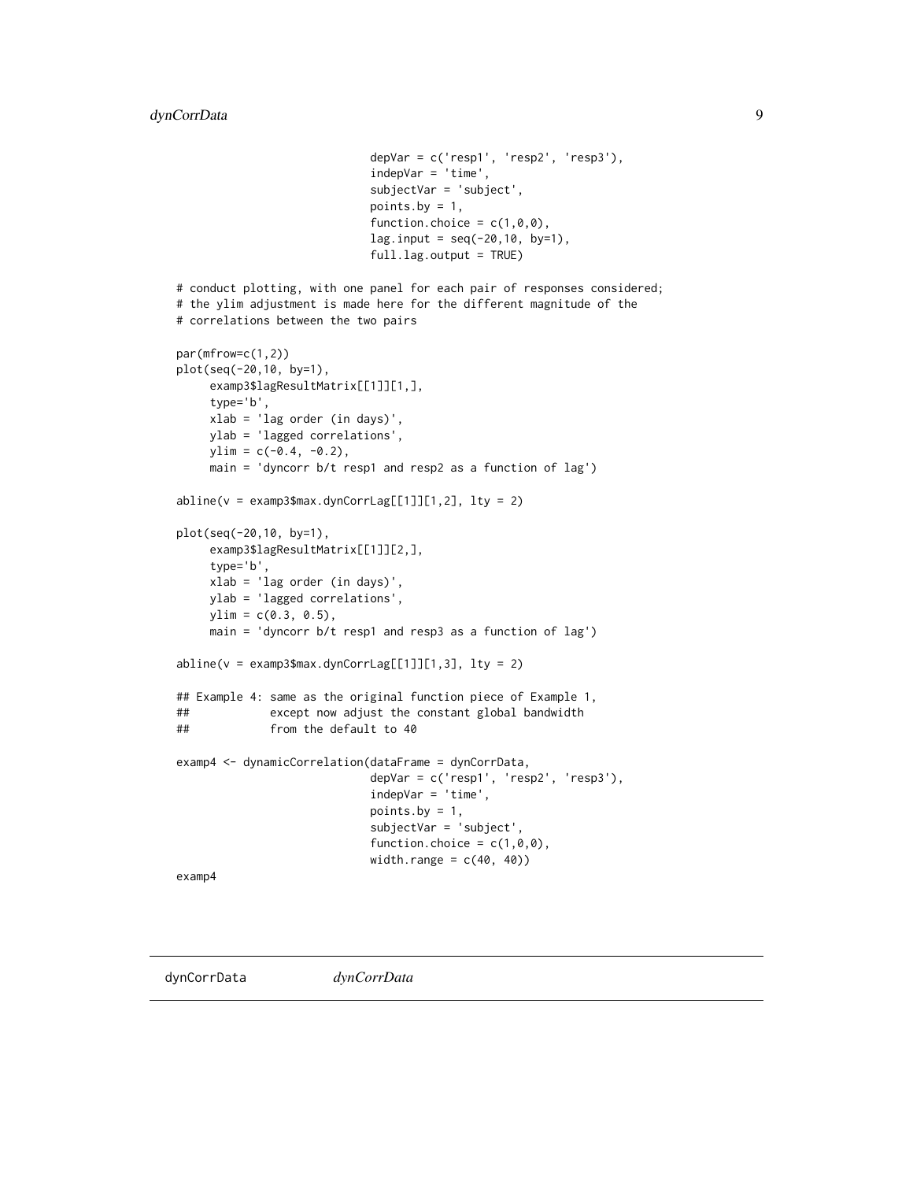```
                              depVar = c('resp1', 'resp2', 'resp3'),
                              indepVar = 'time',
                              subjectVar = 'subject',
                              points.by = 1,
                              function.choice = c(1,0,0),
                              lag.input = seq(-20,10, by=1),
                              full.lag.output = TRUE)

# conduct plotting, with one panel for each pair of responses considered;
# the ylim adjustment is made here for the different magnitude of the
# correlations between the two pairs

par(mfrow=c(1,2))
plot(seq(-20,10, by=1),
     examp3$lagResultMatrix[[1]][1,],
     type='b',
     xlab = 'lag order (in days)',
     ylab = 'lagged correlations',
     ylim = c(-0.4, -0.2),
     main = 'dyncorr b/t resp1 and resp2 as a function of lag')

abline(v = examp3$max.dynCorrLag[[1]][1,2], lty = 2)

plot(seq(-20,10, by=1),
     examp3$lagResultMatrix[[1]][2,],
     type='b',
     xlab = 'lag order (in days)',
     ylab = 'lagged correlations',
     ylim = c(0.3, 0.5),
     main = 'dyncorr b/t resp1 and resp3 as a function of lag')

abline(v = examp3$max.dynCorrLag[[1]][1,3], lty = 2)

## Example 4: same as the original function piece of Example 1,
##            except now adjust the constant global bandwidth
##            from the default to 40

examp4 <- dynamicCorrelation(dataFrame = dynCorrData,
                              depVar = c('resp1', 'resp2', 'resp3'),
                              indepVar = 'time',
                              points.by = 1,
                              subjectVar = 'subject',
                              function.choice = c(1,0,0),
                              width.range = c(40, 40))
examp4
```

---

`dynCorrData` *dynCorrData*

---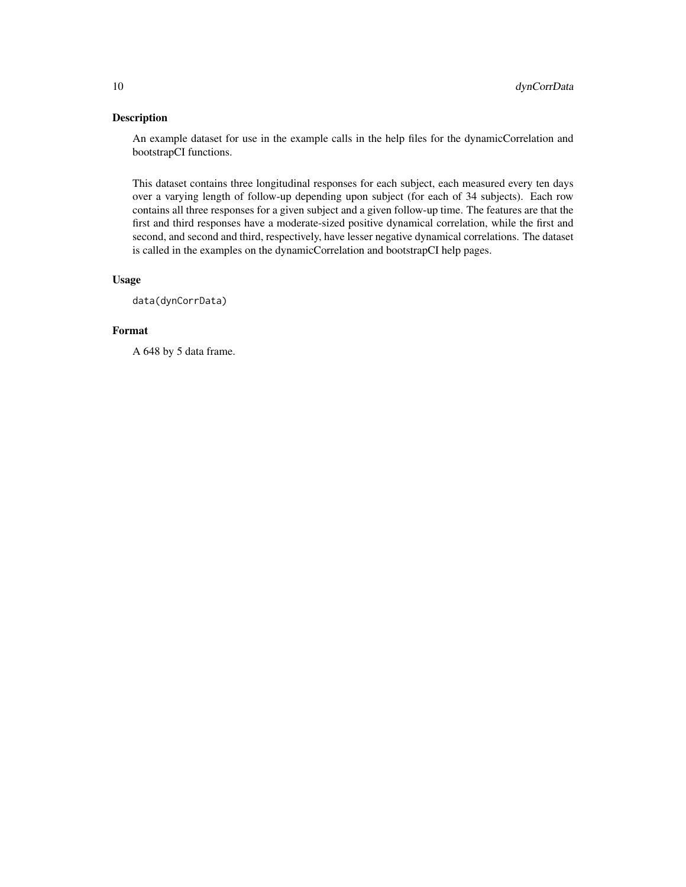## Description

An example dataset for use in the example calls in the help files for the dynamicCorrelation and bootstrapCI functions.

This dataset contains three longitudinal responses for each subject, each measured every ten days over a varying length of follow-up depending upon subject (for each of 34 subjects). Each row contains all three responses for a given subject and a given follow-up time. The features are that the first and third responses have a moderate-sized positive dynamical correlation, while the first and second, and second and third, respectively, have lesser negative dynamical correlations. The dataset is called in the examples on the dynamicCorrelation and bootstrapCI help pages.

## Usage

```
data(dynCorrData)
```

## Format

A 648 by 5 data frame.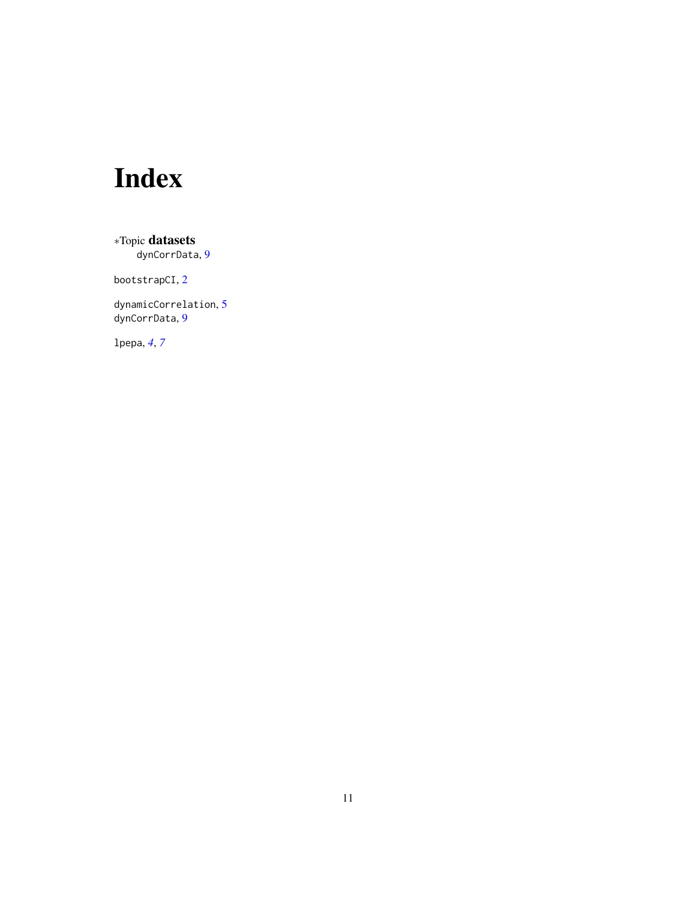# Index

*Topic **datasets**
    dynCorrData, 9

bootstrapCI, 2

dynamicCorrelation, 5
dynCorrData, 9

lpepa, *4*, *7*